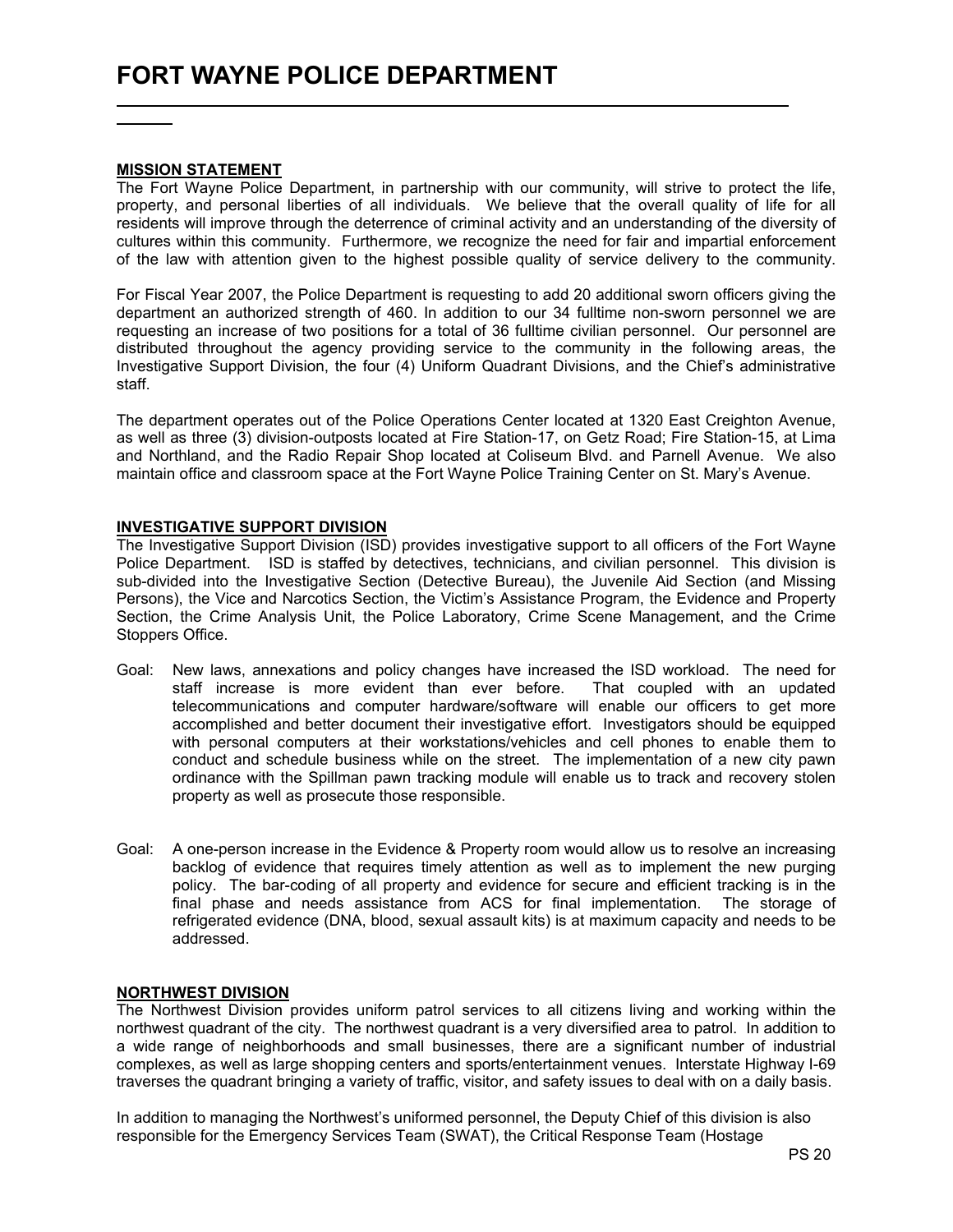# FORT WAYNE POLICE DEPARTMENT

**MISSION STATEMENT**

The Fort Wayne Police Department, in partnership with our community, will strive to protect the life, property, and personal liberties of all individuals. We believe that the overall quality of life for all residents will improve through the deterrence of criminal activity and an understanding of the diversity of cultures within this community. Furthermore, we recognize the need for fair and impartial enforcement of the law with attention given to the highest possible quality of service delivery to the community.

For Fiscal Year 2007, the Police Department is requesting to add 20 additional sworn officers giving the department an authorized strength of 460. In addition to our 34 fulltime non-sworn personnel we are requesting an increase of two positions for a total of 36 fulltime civilian personnel. Our personnel are distributed throughout the agency providing service to the community in the following areas, the Investigative Support Division, the four (4) Uniform Quadrant Divisions, and the Chief's administrative staff.

The department operates out of the Police Operations Center located at 1320 East Creighton Avenue, as well as three (3) division-outposts located at Fire Station-17, on Getz Road; Fire Station-15, at Lima and Northland, and the Radio Repair Shop located at Coliseum Blvd. and Parnell Avenue. We also maintain office and classroom space at the Fort Wayne Police Training Center on St. Mary's Avenue.

**INVESTIGATIVE SUPPORT DIVISION**

The Investigative Support Division (ISD) provides investigative support to all officers of the Fort Wayne Police Department. ISD is staffed by detectives, technicians, and civilian personnel. This division is sub-divided into the Investigative Section (Detective Bureau), the Juvenile Aid Section (and Missing Persons), the Vice and Narcotics Section, the Victim's Assistance Program, the Evidence and Property Section, the Crime Analysis Unit, the Police Laboratory, Crime Scene Management, and the Crime Stoppers Office.

Goal: New laws, annexations and policy changes have increased the ISD workload. The need for staff increase is more evident than ever before. That coupled with an updated telecommunications and computer hardware/software will enable our officers to get more accomplished and better document their investigative effort. Investigators should be equipped with personal computers at their workstations/vehicles and cell phones to enable them to conduct and schedule business while on the street. The implementation of a new city pawn ordinance with the Spillman pawn tracking module will enable us to track and recovery stolen property as well as prosecute those responsible.

Goal: A one-person increase in the Evidence & Property room would allow us to resolve an increasing backlog of evidence that requires timely attention as well as to implement the new purging policy. The bar-coding of all property and evidence for secure and efficient tracking is in the final phase and needs assistance from ACS for final implementation. The storage of refrigerated evidence (DNA, blood, sexual assault kits) is at maximum capacity and needs to be addressed.

**NORTHWEST DIVISION**

The Northwest Division provides uniform patrol services to all citizens living and working within the northwest quadrant of the city. The northwest quadrant is a very diversified area to patrol. In addition to a wide range of neighborhoods and small businesses, there are a significant number of industrial complexes, as well as large shopping centers and sports/entertainment venues. Interstate Highway I-69 traverses the quadrant bringing a variety of traffic, visitor, and safety issues to deal with on a daily basis.

In addition to managing the Northwest's uniformed personnel, the Deputy Chief of this division is also responsible for the Emergency Services Team (SWAT), the Critical Response Team (Hostage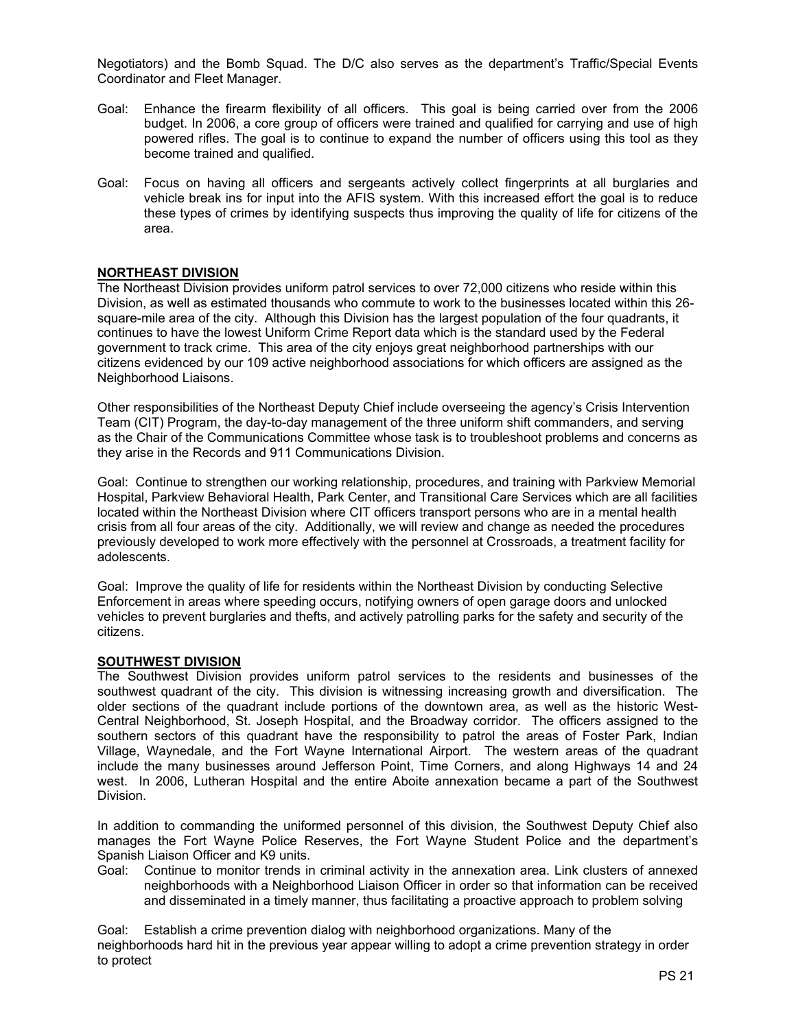Negotiators) and the Bomb Squad. The D/C also serves as the department's Traffic/Special Events Coordinator and Fleet Manager.

Goal: Enhance the firearm flexibility of all officers. This goal is being carried over from the 2006 budget. In 2006, a core group of officers were trained and qualified for carrying and use of high powered rifles. The goal is to continue to expand the number of officers using this tool as they become trained and qualified.

Goal: Focus on having all officers and sergeants actively collect fingerprints at all burglaries and vehicle break ins for input into the AFIS system. With this increased effort the goal is to reduce these types of crimes by identifying suspects thus improving the quality of life for citizens of the area.

**NORTHEAST DIVISION**

The Northeast Division provides uniform patrol services to over 72,000 citizens who reside within this Division, as well as estimated thousands who commute to work to the businesses located within this 26-square-mile area of the city. Although this Division has the largest population of the four quadrants, it continues to have the lowest Uniform Crime Report data which is the standard used by the Federal government to track crime. This area of the city enjoys great neighborhood partnerships with our citizens evidenced by our 109 active neighborhood associations for which officers are assigned as the Neighborhood Liaisons.

Other responsibilities of the Northeast Deputy Chief include overseeing the agency's Crisis Intervention Team (CIT) Program, the day-to-day management of the three uniform shift commanders, and serving as the Chair of the Communications Committee whose task is to troubleshoot problems and concerns as they arise in the Records and 911 Communications Division.

Goal: Continue to strengthen our working relationship, procedures, and training with Parkview Memorial Hospital, Parkview Behavioral Health, Park Center, and Transitional Care Services which are all facilities located within the Northeast Division where CIT officers transport persons who are in a mental health crisis from all four areas of the city. Additionally, we will review and change as needed the procedures previously developed to work more effectively with the personnel at Crossroads, a treatment facility for adolescents.

Goal: Improve the quality of life for residents within the Northeast Division by conducting Selective Enforcement in areas where speeding occurs, notifying owners of open garage doors and unlocked vehicles to prevent burglaries and thefts, and actively patrolling parks for the safety and security of the citizens.

**SOUTHWEST DIVISION**

The Southwest Division provides uniform patrol services to the residents and businesses of the southwest quadrant of the city. This division is witnessing increasing growth and diversification. The older sections of the quadrant include portions of the downtown area, as well as the historic West-Central Neighborhood, St. Joseph Hospital, and the Broadway corridor. The officers assigned to the southern sectors of this quadrant have the responsibility to patrol the areas of Foster Park, Indian Village, Waynedale, and the Fort Wayne International Airport. The western areas of the quadrant include the many businesses around Jefferson Point, Time Corners, and along Highways 14 and 24 west. In 2006, Lutheran Hospital and the entire Aboite annexation became a part of the Southwest Division.

In addition to commanding the uniformed personnel of this division, the Southwest Deputy Chief also manages the Fort Wayne Police Reserves, the Fort Wayne Student Police and the department's Spanish Liaison Officer and K9 units.

Goal: Continue to monitor trends in criminal activity in the annexation area. Link clusters of annexed neighborhoods with a Neighborhood Liaison Officer in order so that information can be received and disseminated in a timely manner, thus facilitating a proactive approach to problem solving

Goal: Establish a crime prevention dialog with neighborhood organizations. Many of the neighborhoods hard hit in the previous year appear willing to adopt a crime prevention strategy in order to protect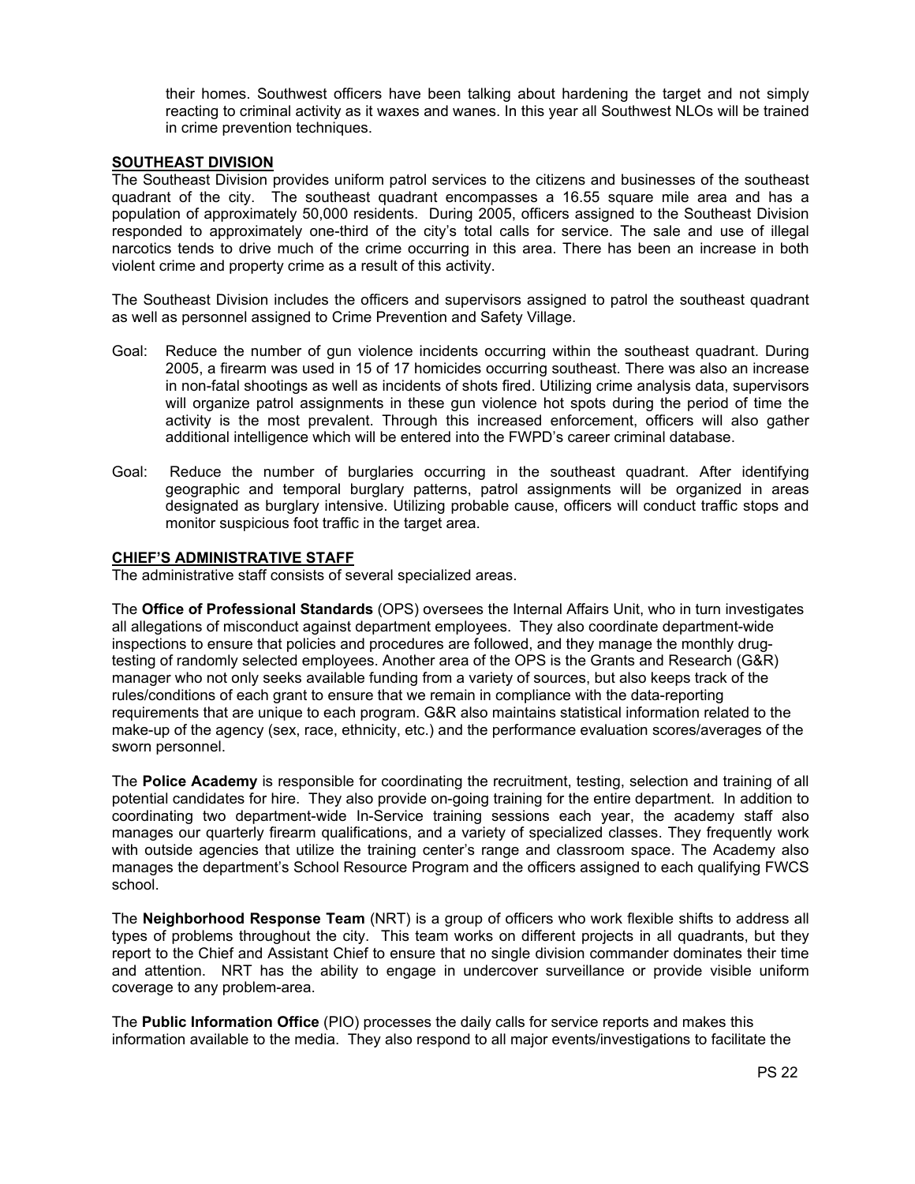their homes. Southwest officers have been talking about hardening the target and not simply reacting to criminal activity as it waxes and wanes. In this year all Southwest NLOs will be trained in crime prevention techniques.

## SOUTHEAST DIVISION

The Southeast Division provides uniform patrol services to the citizens and businesses of the southeast quadrant of the city. The southeast quadrant encompasses a 16.55 square mile area and has a population of approximately 50,000 residents. During 2005, officers assigned to the Southeast Division responded to approximately one-third of the city's total calls for service. The sale and use of illegal narcotics tends to drive much of the crime occurring in this area. There has been an increase in both violent crime and property crime as a result of this activity.

The Southeast Division includes the officers and supervisors assigned to patrol the southeast quadrant as well as personnel assigned to Crime Prevention and Safety Village.

Goal: Reduce the number of gun violence incidents occurring within the southeast quadrant. During 2005, a firearm was used in 15 of 17 homicides occurring southeast. There was also an increase in non-fatal shootings as well as incidents of shots fired. Utilizing crime analysis data, supervisors will organize patrol assignments in these gun violence hot spots during the period of time the activity is the most prevalent. Through this increased enforcement, officers will also gather additional intelligence which will be entered into the FWPD's career criminal database.

Goal: Reduce the number of burglaries occurring in the southeast quadrant. After identifying geographic and temporal burglary patterns, patrol assignments will be organized in areas designated as burglary intensive. Utilizing probable cause, officers will conduct traffic stops and monitor suspicious foot traffic in the target area.

## CHIEF'S ADMINISTRATIVE STAFF

The administrative staff consists of several specialized areas.

The **Office of Professional Standards** (OPS) oversees the Internal Affairs Unit, who in turn investigates all allegations of misconduct against department employees. They also coordinate department-wide inspections to ensure that policies and procedures are followed, and they manage the monthly drug-testing of randomly selected employees. Another area of the OPS is the Grants and Research (G&R) manager who not only seeks available funding from a variety of sources, but also keeps track of the rules/conditions of each grant to ensure that we remain in compliance with the data-reporting requirements that are unique to each program. G&R also maintains statistical information related to the make-up of the agency (sex, race, ethnicity, etc.) and the performance evaluation scores/averages of the sworn personnel.

The **Police Academy** is responsible for coordinating the recruitment, testing, selection and training of all potential candidates for hire. They also provide on-going training for the entire department. In addition to coordinating two department-wide In-Service training sessions each year, the academy staff also manages our quarterly firearm qualifications, and a variety of specialized classes. They frequently work with outside agencies that utilize the training center's range and classroom space. The Academy also manages the department's School Resource Program and the officers assigned to each qualifying FWCS school.

The **Neighborhood Response Team** (NRT) is a group of officers who work flexible shifts to address all types of problems throughout the city. This team works on different projects in all quadrants, but they report to the Chief and Assistant Chief to ensure that no single division commander dominates their time and attention. NRT has the ability to engage in undercover surveillance or provide visible uniform coverage to any problem-area.

The **Public Information Office** (PIO) processes the daily calls for service reports and makes this information available to the media. They also respond to all major events/investigations to facilitate the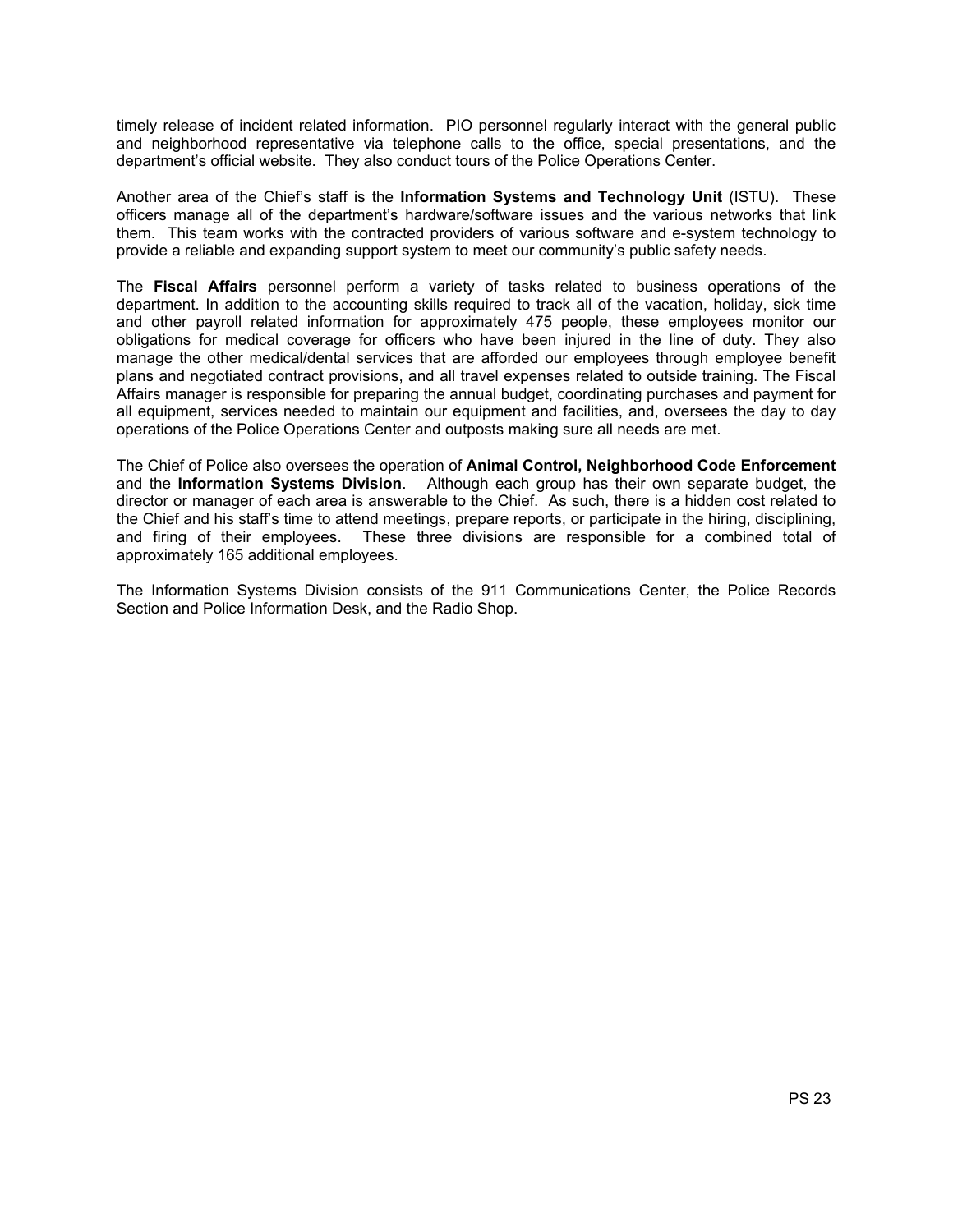timely release of incident related information. PIO personnel regularly interact with the general public and neighborhood representative via telephone calls to the office, special presentations, and the department's official website. They also conduct tours of the Police Operations Center.

Another area of the Chief's staff is the **Information Systems and Technology Unit** (ISTU). These officers manage all of the department's hardware/software issues and the various networks that link them. This team works with the contracted providers of various software and e-system technology to provide a reliable and expanding support system to meet our community's public safety needs.

The **Fiscal Affairs** personnel perform a variety of tasks related to business operations of the department. In addition to the accounting skills required to track all of the vacation, holiday, sick time and other payroll related information for approximately 475 people, these employees monitor our obligations for medical coverage for officers who have been injured in the line of duty. They also manage the other medical/dental services that are afforded our employees through employee benefit plans and negotiated contract provisions, and all travel expenses related to outside training. The Fiscal Affairs manager is responsible for preparing the annual budget, coordinating purchases and payment for all equipment, services needed to maintain our equipment and facilities, and, oversees the day to day operations of the Police Operations Center and outposts making sure all needs are met.

The Chief of Police also oversees the operation of **Animal Control, Neighborhood Code Enforcement** and the **Information Systems Division**. Although each group has their own separate budget, the director or manager of each area is answerable to the Chief. As such, there is a hidden cost related to the Chief and his staff's time to attend meetings, prepare reports, or participate in the hiring, disciplining, and firing of their employees. These three divisions are responsible for a combined total of approximately 165 additional employees.

The Information Systems Division consists of the 911 Communications Center, the Police Records Section and Police Information Desk, and the Radio Shop.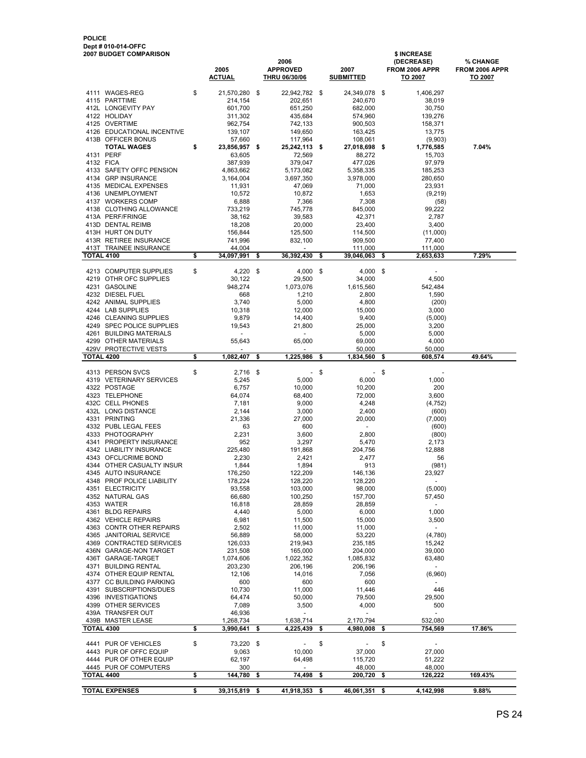**POLICE**
**Dept # 010-014-OFFC**
**2007 BUDGET COMPARISON**

| | | 2005 ACTUAL | 2006 APPROVED THRU 06/30/06 | 2007 SUBMITTED | $ INCREASE (DECREASE) FROM 2006 APPR TO 2007 | % CHANGE FROM 2006 APPR TO 2007 |
|---|---|---|---|---|---|---|
| 4111 | WAGES-REG | $ 21,570,280 | $ 22,942,782 | $ 24,349,078 | $ 1,406,297 | |
| 4115 | PARTTIME | 214,154 | 202,651 | 240,670 | 38,019 | |
| 412L | LONGEVITY PAY | 601,700 | 651,250 | 682,000 | 30,750 | |
| 4122 | HOLIDAY | 311,302 | 435,684 | 574,960 | 139,276 | |
| 4125 | OVERTIME | 962,754 | 742,133 | 900,503 | 158,371 | |
| 4126 | EDUCATIONAL INCENTIVE | 139,107 | 149,650 | 163,425 | 13,775 | |
| 413B | OFFICER BONUS | 57,660 | 117,964 | 108,061 | (9,903) | |
| | **TOTAL WAGES** | **$ 23,856,957** | **$ 25,242,113** | **$ 27,018,698** | **$ 1,776,585** | **7.04%** |
| 4131 | PERF | 63,605 | 72,569 | 88,272 | 15,703 | |
| 4132 | FICA | 387,939 | 379,047 | 477,026 | 97,979 | |
| 4133 | SAFETY OFFC PENSION | 4,863,662 | 5,173,082 | 5,358,335 | 185,253 | |
| 4134 | GRP INSURANCE | 3,164,004 | 3,697,350 | 3,978,000 | 280,650 | |
| 4135 | MEDICAL EXPENSES | 11,931 | 47,069 | 71,000 | 23,931 | |
| 4136 | UNEMPLOYMENT | 10,572 | 10,872 | 1,653 | (9,219) | |
| 4137 | WORKERS COMP | 6,888 | 7,366 | 7,308 | (58) | |
| 4138 | CLOTHING ALLOWANCE | 733,219 | 745,778 | 845,000 | 99,222 | |
| 413A | PERF/FRINGE | 38,162 | 39,583 | 42,371 | 2,787 | |
| 413D | DENTAL REIMB | 18,208 | 20,000 | 23,400 | 3,400 | |
| 413H | HURT ON DUTY | 156,844 | 125,500 | 114,500 | (11,000) | |
| 413R | RETIREE INSURANCE | 741,996 | 832,100 | 909,500 | 77,400 | |
| 413T | TRAINEE INSURANCE | 44,004 | - | 111,000 | 111,000 | |
| **TOTAL 4100** | | **$ 34,097,991** | **$ 36,392,430** | **$ 39,046,063** | **$ 2,653,633** | **7.29%** |
| 4213 | COMPUTER SUPPLIES | $ 4,220 | $ 4,000 | $ 4,000 | $ - | |
| 4219 | OTHR OFC SUPPLIES | 30,122 | 29,500 | 34,000 | 4,500 | |
| 4231 | GASOLINE | 948,274 | 1,073,076 | 1,615,560 | 542,484 | |
| 4232 | DIESEL FUEL | 668 | 1,210 | 2,800 | 1,590 | |
| 4242 | ANIMAL SUPPLIES | 3,740 | 5,000 | 4,800 | (200) | |
| 4244 | LAB SUPPLIES | 10,318 | 12,000 | 15,000 | 3,000 | |
| 4246 | CLEANING SUPPLIES | 9,879 | 14,400 | 9,400 | (5,000) | |
| 4249 | SPEC POLICE SUPPLIES | 19,543 | 21,800 | 25,000 | 3,200 | |
| 4261 | BUILDING MATERIALS | - | - | 5,000 | 5,000 | |
| 4299 | OTHER MATERIALS | 55,643 | 65,000 | 69,000 | 4,000 | |
| 429V | PROTECTIVE VESTS | - | - | 50,000 | 50,000 | |
| **TOTAL 4200** | | **$ 1,082,407** | **$ 1,225,986** | **$ 1,834,560** | **$ 608,574** | **49.64%** |
| 4313 | PERSON SVCS | $ 2,716 | $ - | $ - | $ - | |
| 4319 | VETERINARY SERVICES | 5,245 | 5,000 | 6,000 | 1,000 | |
| 4322 | POSTAGE | 6,757 | 10,000 | 10,200 | 200 | |
| 4323 | TELEPHONE | 64,074 | 68,400 | 72,000 | 3,600 | |
| 432C | CELL PHONES | 7,181 | 9,000 | 4,248 | (4,752) | |
| 432L | LONG DISTANCE | 2,144 | 3,000 | 2,400 | (600) | |
| 4331 | PRINTING | 21,336 | 27,000 | 20,000 | (7,000) | |
| 4332 | PUBL LEGAL FEES | 63 | 600 | - | (600) | |
| 4333 | PHOTOGRAPHY | 2,231 | 3,600 | 2,800 | (800) | |
| 4341 | PROPERTY INSURANCE | 952 | 3,297 | 5,470 | 2,173 | |
| 4342 | LIABILITY INSURANCE | 225,480 | 191,868 | 204,756 | 12,888 | |
| 4343 | OFCL/CRIME BOND | 2,230 | 2,421 | 2,477 | 56 | |
| 4344 | OTHER CASUALTY INSUR | 1,844 | 1,894 | 913 | (981) | |
| 4345 | AUTO INSURANCE | 176,250 | 122,209 | 146,136 | 23,927 | |
| 4348 | PROF POLICE LIABILITY | 178,224 | 128,220 | 128,220 | - | |
| 4351 | ELECTRICITY | 93,558 | 103,000 | 98,000 | (5,000) | |
| 4352 | NATURAL GAS | 66,680 | 100,250 | 157,700 | 57,450 | |
| 4353 | WATER | 16,818 | 28,859 | 28,859 | - | |
| 4361 | BLDG REPAIRS | 4,440 | 5,000 | 6,000 | 1,000 | |
| 4362 | VEHICLE REPAIRS | 6,981 | 11,500 | 15,000 | 3,500 | |
| 4363 | CONTR OTHER REPAIRS | 2,502 | 11,000 | 11,000 | - | |
| 4365 | JANITORIAL SERVICE | 56,889 | 58,000 | 53,220 | (4,780) | |
| 4369 | CONTRACTED SERVICES | 126,033 | 219,943 | 235,185 | 15,242 | |
| 436N | GARAGE-NON TARGET | 231,508 | 165,000 | 204,000 | 39,000 | |
| 436T | GARAGE-TARGET | 1,074,606 | 1,022,352 | 1,085,832 | 63,480 | |
| 4371 | BUILDING RENTAL | 203,230 | 206,196 | 206,196 | - | |
| 4374 | OTHER EQUIP RENTAL | 12,106 | 14,016 | 7,056 | (6,960) | |
| 4377 | CC BUILDING PARKING | 600 | 600 | 600 | - | |
| 4391 | SUBSCRIPTIONS/DUES | 10,730 | 11,000 | 11,446 | 446 | |
| 4396 | INVESTIGATIONS | 64,474 | 50,000 | 79,500 | 29,500 | |
| 4399 | OTHER SERVICES | 7,089 | 3,500 | 4,000 | 500 | |
| 439A | TRANSFER OUT | 46,936 | - | - | - | |
| 439B | MASTER LEASE | 1,268,734 | 1,638,714 | 2,170,794 | 532,080 | |
| **TOTAL 4300** | | **$ 3,990,641** | **$ 4,225,439** | **$ 4,980,008** | **$ 754,569** | **17.86%** |
| 4441 | PUR OF VEHICLES | $ 73,220 | $ - | $ - | $ - | |
| 4443 | PUR OF OFFC EQUIP | 9,063 | 10,000 | 37,000 | 27,000 | |
| 4444 | PUR OF OTHER EQUIP | 62,197 | 64,498 | 115,720 | 51,222 | |
| 4445 | PUR OF COMPUTERS | 300 | - | 48,000 | 48,000 | |
| **TOTAL 4400** | | **$ 144,780** | **$ 74,498** | **$ 200,720** | **$ 126,222** | **169.43%** |
| **TOTAL EXPENSES** | | **$ 39,315,819** | **$ 41,918,353** | **$ 46,061,351** | **$ 4,142,998** | **9.88%** |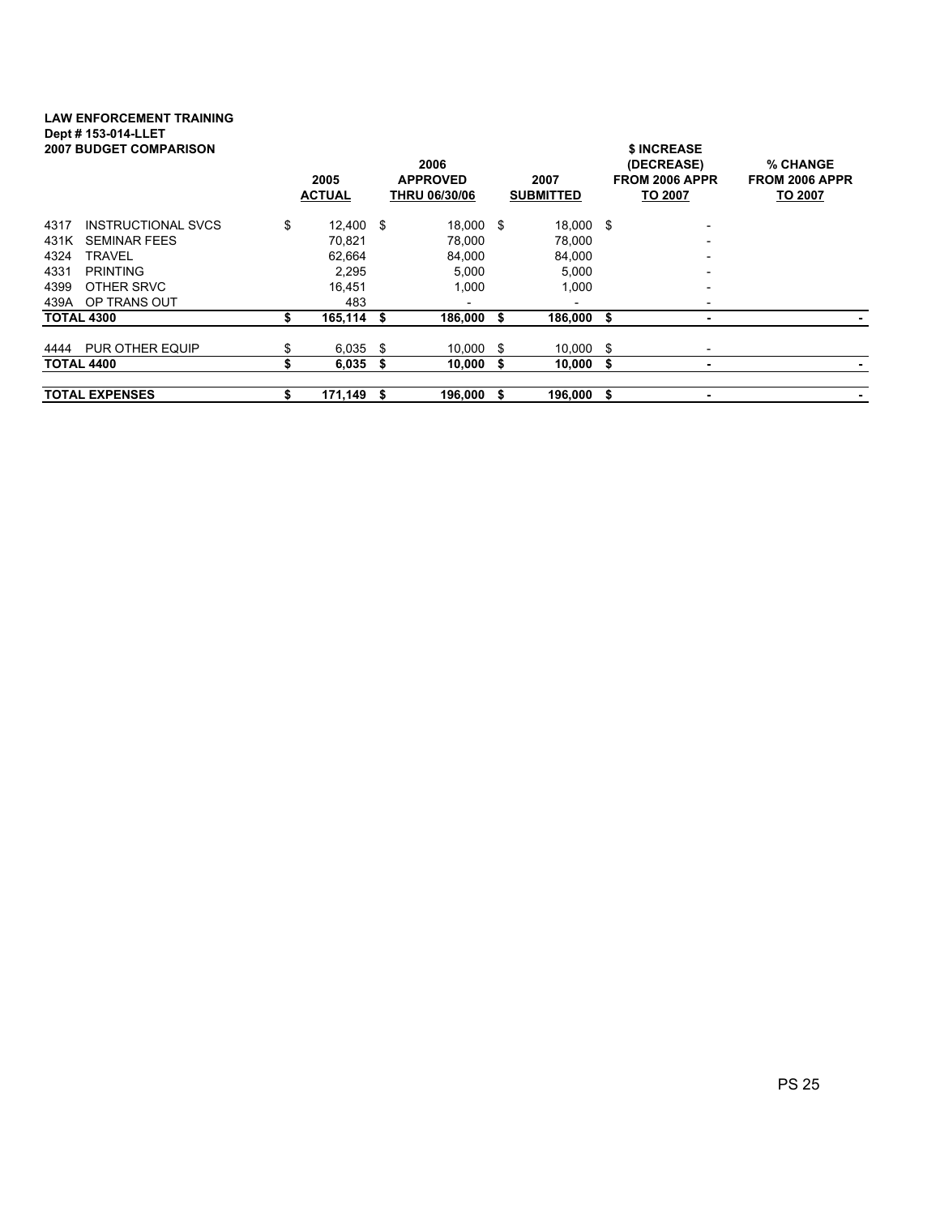**LAW ENFORCEMENT TRAINING**
**Dept # 153-014-LLET**
**2007 BUDGET COMPARISON**

| | | 2005 ACTUAL | 2006 APPROVED THRU 06/30/06 | 2007 SUBMITTED | $ INCREASE (DECREASE) FROM 2006 APPR TO 2007 | % CHANGE FROM 2006 APPR TO 2007 |
|---|---|---|---|---|---|---|
| 4317 | INSTRUCTIONAL SVCS | $ 12,400 | $ 18,000 | $ 18,000 | $ - | |
| 431K | SEMINAR FEES | 70,821 | 78,000 | 78,000 | - | |
| 4324 | TRAVEL | 62,664 | 84,000 | 84,000 | - | |
| 4331 | PRINTING | 2,295 | 5,000 | 5,000 | - | |
| 4399 | OTHER SRVC | 16,451 | 1,000 | 1,000 | - | |
| 439A | OP TRANS OUT | 483 | - | - | - | |
| **TOTAL 4300** | | **$ 165,114** | **$ 186,000** | **$ 186,000** | **$ -** | **-** |
| 4444 | PUR OTHER EQUIP | $ 6,035 | $ 10,000 | $ 10,000 | $ - | |
| **TOTAL 4400** | | **$ 6,035** | **$ 10,000** | **$ 10,000** | **$ -** | **-** |
| **TOTAL EXPENSES** | | **$ 171,149** | **$ 196,000** | **$ 196,000** | **$ -** | **-** |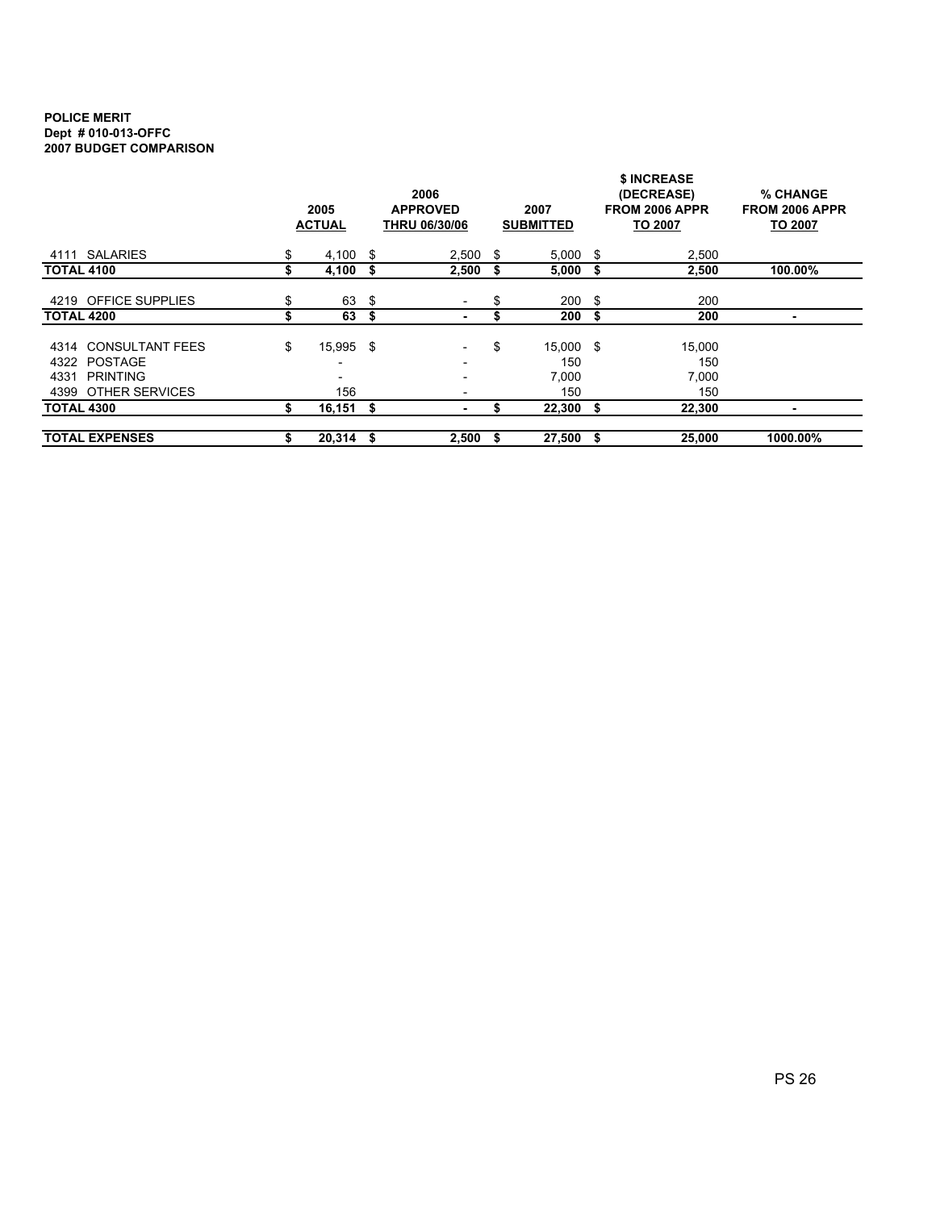**POLICE MERIT**
**Dept # 010-013-OFFC**
**2007 BUDGET COMPARISON**

| | 2005 ACTUAL | 2006 APPROVED THRU 06/30/06 | 2007 SUBMITTED | $ INCREASE (DECREASE) FROM 2006 APPR TO 2007 | % CHANGE FROM 2006 APPR TO 2007 |
|---|---|---|---|---|---|
| 4111 SALARIES | $ 4,100 | $ 2,500 | $ 5,000 | $ 2,500 | |
| **TOTAL 4100** | **$ 4,100** | **$ 2,500** | **$ 5,000** | **$ 2,500** | **100.00%** |
| 4219 OFFICE SUPPLIES | $ 63 | $ - | $ 200 | $ 200 | |
| **TOTAL 4200** | **$ 63** | **$ -** | **$ 200** | **$ 200** | **-** |
| 4314 CONSULTANT FEES | $ 15,995 | $ - | $ 15,000 | $ 15,000 | |
| 4322 POSTAGE | - | - | 150 | 150 | |
| 4331 PRINTING | - | - | 7,000 | 7,000 | |
| 4399 OTHER SERVICES | 156 | - | 150 | 150 | |
| **TOTAL 4300** | **$ 16,151** | **$ -** | **$ 22,300** | **$ 22,300** | **-** |
| **TOTAL EXPENSES** | **$ 20,314** | **$ 2,500** | **$ 27,500** | **$ 25,000** | **1000.00%** |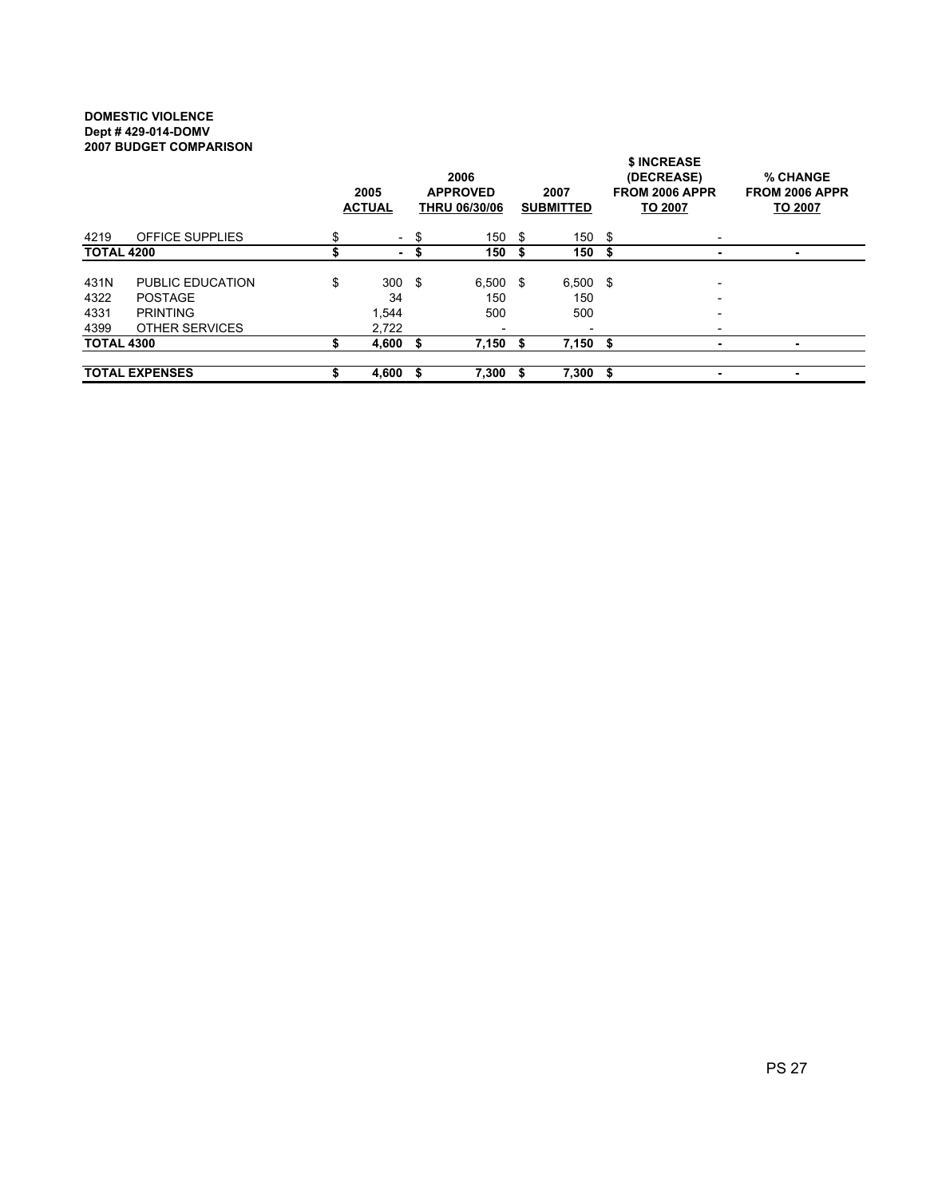**DOMESTIC VIOLENCE**
**Dept # 429-014-DOMV**
**2007 BUDGET COMPARISON**

| | | 2005 ACTUAL | 2006 APPROVED THRU 06/30/06 | 2007 SUBMITTED | $ INCREASE (DECREASE) FROM 2006 APPR TO 2007 | % CHANGE FROM 2006 APPR TO 2007 |
|---|---|---|---|---|---|---|
| 4219 | OFFICE SUPPLIES | $ - | $ 150 | $ 150 | $ - | |
| **TOTAL 4200** | | **$ -** | **$ 150** | **$ 150** | **$ -** | **-** |
| 431N | PUBLIC EDUCATION | $ 300 | $ 6,500 | $ 6,500 | $ - | |
| 4322 | POSTAGE | 34 | 150 | 150 | - | |
| 4331 | PRINTING | 1,544 | 500 | 500 | - | |
| 4399 | OTHER SERVICES | 2,722 | - | - | - | |
| **TOTAL 4300** | | **$ 4,600** | **$ 7,150** | **$ 7,150** | **$ -** | **-** |
| **TOTAL EXPENSES** | | **$ 4,600** | **$ 7,300** | **$ 7,300** | **$ -** | **-** |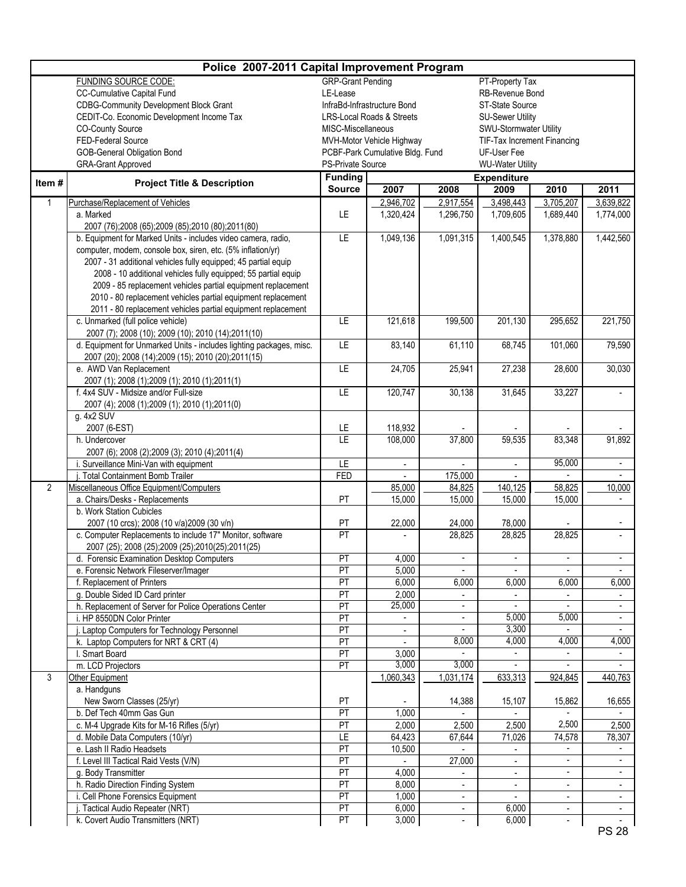# Police 2007-2011 Capital Improvement Program

| FUNDING SOURCE CODE: | | |
|---|---|---|
| CC-Cumulative Capital Fund | GRP-Grant Pending | PT-Property Tax |
| CDBG-Community Development Block Grant | LE-Lease | RB-Revenue Bond |
| CEDIT-Co. Economic Development Income Tax | InfraBd-Infrastructure Bond | ST-State Source |
| CO-County Source | LRS-Local Roads & Streets | SU-Sewer Utility |
| FED-Federal Source | MISC-Miscellaneous | SWU-Stormwater Utility |
| GOB-General Obligation Bond | MVH-Motor Vehicle Highway | TIF-Tax Increment Financing |
| GRA-Grant Approved | PCBF-Park Cumulative Bldg. Fund | UF-User Fee |
| | PS-Private Source | WU-Water Utility |

| Item # | Project Title & Description | Funding Source | Expenditure 2007 | 2008 | 2009 | 2010 | 2011 |
|---|---|---|---|---|---|---|---|
| 1 | Purchase/Replacement of Vehicles | | 2,946,702 | 2,917,554 | 3,498,443 | 3,705,207 | 3,639,822 |
| | a. Marked<br>2007 (76);2008 (65);2009 (85);2010 (80);2011(80) | LE | 1,320,424 | 1,296,750 | 1,709,605 | 1,689,440 | 1,774,000 |
| | b. Equipment for Marked Units - includes video camera, radio, computer, modem, console box, siren, etc. (5% inflation/yr)<br>2007 - 31 additional vehicles fully equipped; 45 partial equip<br>2008 - 10 additional vehicles fully equipped; 55 partial equip<br>2009 - 85 replacement vehicles partial equipment replacement<br>2010 - 80 replacement vehicles partial equipment replacement<br>2011 - 80 replacement vehicles partial equipment replacement | LE | 1,049,136 | 1,091,315 | 1,400,545 | 1,378,880 | 1,442,560 |
| | c. Unmarked (full police vehicle)<br>2007 (7); 2008 (10); 2009 (10); 2010 (14);2011(10) | LE | 121,618 | 199,500 | 201,130 | 295,652 | 221,750 |
| | d. Equipment for Unmarked Units - includes lighting packages, misc.<br>2007 (20); 2008 (14);2009 (15); 2010 (20);2011(15) | LE | 83,140 | 61,110 | 68,745 | 101,060 | 79,590 |
| | e. AWD Van Replacement<br>2007 (1); 2008 (1);2009 (1); 2010 (1);2011(1) | LE | 24,705 | 25,941 | 27,238 | 28,600 | 30,030 |
| | f. 4x4 SUV - Midsize and/or Full-size<br>2007 (4); 2008 (1);2009 (1); 2010 (1);2011(0) | LE | 120,747 | 30,138 | 31,645 | 33,227 | - |
| | g. 4x2 SUV<br>2007 (6-EST) | LE | 118,932 | - | - | - | - |
| | h. Undercover<br>2007 (6); 2008 (2);2009 (3); 2010 (4);2011(4) | LE | 108,000 | 37,800 | 59,535 | 83,348 | 91,892 |
| | i. Surveillance Mini-Van with equipment | LE | - | - | - | 95,000 | - |
| | j. Total Containment Bomb Trailer | FED | - | 175,000 | - | - | - |
| 2 | Miscellaneous Office Equipment/Computers | | 85,000 | 84,825 | 140,125 | 58,825 | 10,000 |
| | a. Chairs/Desks - Replacements | PT | 15,000 | 15,000 | 15,000 | 15,000 | - |
| | b. Work Station Cubicles<br>2007 (10 crcs); 2008 (10 v/a)2009 (30 v/n) | PT | 22,000 | 24,000 | 78,000 | - | - |
| | c. Computer Replacements to include 17" Monitor, software<br>2007 (25); 2008 (25);2009 (25);2010(25);2011(25) | PT | - | 28,825 | 28,825 | 28,825 | - |
| | d. Forensic Examination Desktop Computers | PT | 4,000 | - | - | - | - |
| | e. Forensic Network Fileserver/Imager | PT | 5,000 | - | - | - | - |
| | f. Replacement of Printers | PT | 6,000 | 6,000 | 6,000 | 6,000 | 6,000 |
| | g. Double Sided ID Card printer | PT | 2,000 | - | - | - | - |
| | h. Replacement of Server for Police Operations Center | PT | 25,000 | - | - | - | - |
| | i. HP 8550DN Color Printer | PT | - | - | 5,000 | 5,000 | - |
| | j. Laptop Computers for Technology Personnel | PT | - | - | 3,300 | - | - |
| | k. Laptop Computers for NRT & CRT (4) | PT | - | 8,000 | 4,000 | 4,000 | 4,000 |
| | l. Smart Board | PT | 3,000 | - | - | - | - |
| | m. LCD Projectors | PT | 3,000 | 3,000 | - | - | - |
| 3 | Other Equipment | | 1,060,343 | 1,031,174 | 633,313 | 924,845 | 440,763 |
| | a. Handguns<br>New Sworn Classes (25/yr) | PT | - | 14,388 | 15,107 | 15,862 | 16,655 |
| | b. Def Tech 40mm Gas Gun | PT | 1,000 | - | - | - | - |
| | c. M-4 Upgrade Kits for M-16 Rifles (5/yr) | PT | 2,000 | 2,500 | 2,500 | 2,500 | 2,500 |
| | d. Mobile Data Computers (10/yr) | LE | 64,423 | 67,644 | 71,026 | 74,578 | 78,307 |
| | e. Lash II Radio Headsets | PT | 10,500 | - | - | - | - |
| | f. Level III Tactical Raid Vests (V/N) | PT | - | 27,000 | - | - | - |
| | g. Body Transmitter | PT | 4,000 | - | - | - | - |
| | h. Radio Direction Finding System | PT | 8,000 | - | - | - | - |
| | i. Cell Phone Forensics Equipment | PT | 1,000 | - | - | - | - |
| | j. Tactical Audio Repeater (NRT) | PT | 6,000 | - | 6,000 | - | - |
| | k. Covert Audio Transmitters (NRT) | PT | 3,000 | - | 6,000 | - | - |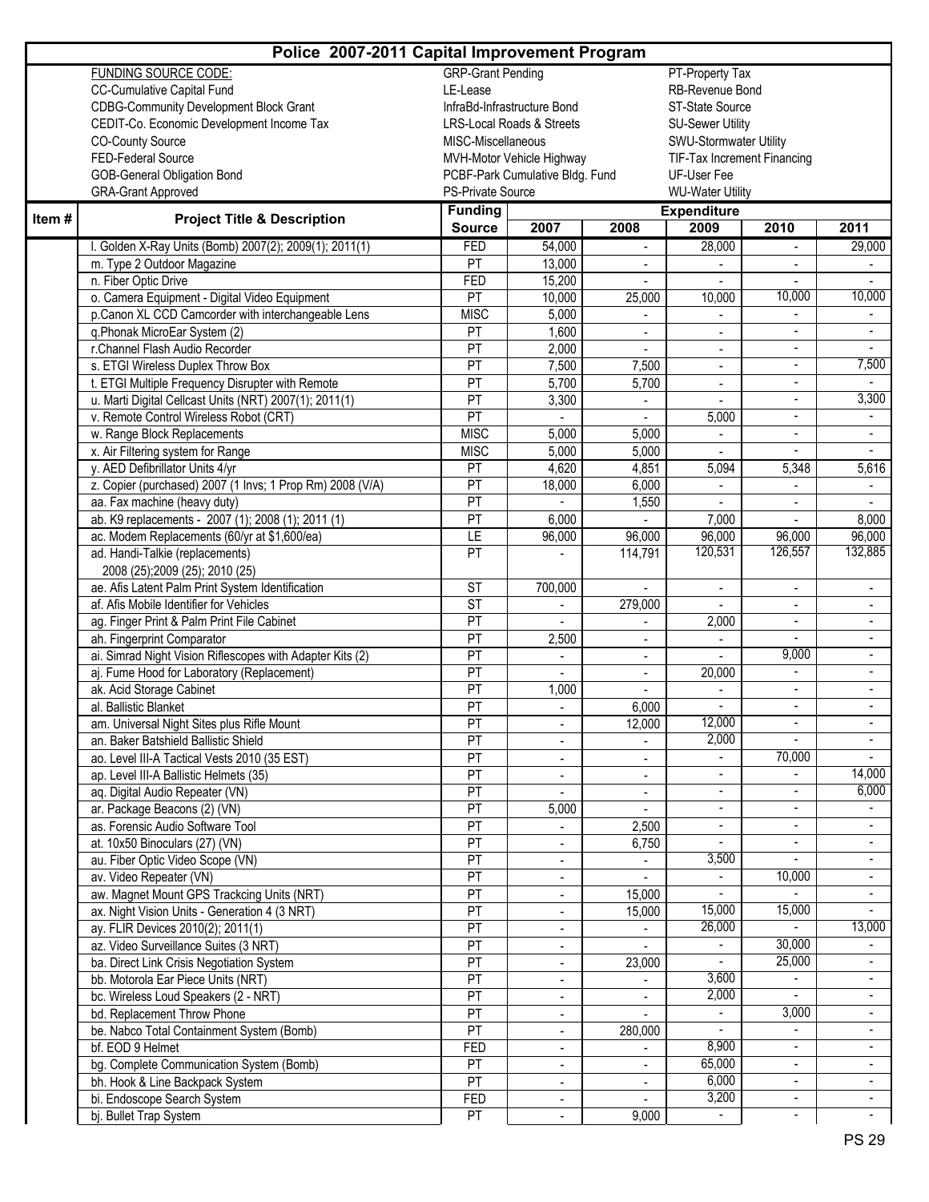# Police 2007-2011 Capital Improvement Program

| FUNDING SOURCE CODE: | | |
|---|---|---|
| CC-Cumulative Capital Fund | GRP-Grant Pending | PT-Property Tax |
| CDBG-Community Development Block Grant | LE-Lease | RB-Revenue Bond |
| CEDIT-Co. Economic Development Income Tax | InfraBd-Infrastructure Bond | ST-State Source |
| CO-County Source | LRS-Local Roads & Streets | SU-Sewer Utility |
| FED-Federal Source | MISC-Miscellaneous | SWU-Stormwater Utility |
| GOB-General Obligation Bond | MVH-Motor Vehicle Highway | TIF-Tax Increment Financing |
| GRA-Grant Approved | PCBF-Park Cumulative Bldg. Fund | UF-User Fee |
| | PS-Private Source | WU-Water Utility |

| Item # | Project Title & Description | Funding Source | Expenditure 2007 | 2008 | 2009 | 2010 | 2011 |
|---|---|---|---|---|---|---|---|
| | l. Golden X-Ray Units (Bomb) 2007(2); 2009(1); 2011(1) | FED | 54,000 | - | 28,000 | - | 29,000 |
| | m. Type 2 Outdoor Magazine | PT | 13,000 | - | - | - | - |
| | n. Fiber Optic Drive | FED | 15,200 | - | - | - | - |
| | o. Camera Equipment - Digital Video Equipment | PT | 10,000 | 25,000 | 10,000 | 10,000 | 10,000 |
| | p.Canon XL CCD Camcorder with interchangeable Lens | MISC | 5,000 | - | - | - | - |
| | q.Phonak MicroEar System (2) | PT | 1,600 | - | - | - | - |
| | r.Channel Flash Audio Recorder | PT | 2,000 | - | - | - | - |
| | s. ETGI Wireless Duplex Throw Box | PT | 7,500 | 7,500 | - | - | 7,500 |
| | t. ETGI Multiple Frequency Disrupter with Remote | PT | 5,700 | 5,700 | - | - | - |
| | u. Marti Digital Cellcast Units (NRT) 2007(1); 2011(1) | PT | 3,300 | - | - | - | 3,300 |
| | v. Remote Control Wireless Robot (CRT) | PT | - | - | 5,000 | - | - |
| | w. Range Block Replacements | MISC | 5,000 | 5,000 | - | - | - |
| | x. Air Filtering system for Range | MISC | 5,000 | 5,000 | - | - | - |
| | y. AED Defibrillator Units 4/yr | PT | 4,620 | 4,851 | 5,094 | 5,348 | 5,616 |
| | z. Copier (purchased) 2007 (1 Invs; 1 Prop Rm) 2008 (V/A) | PT | 18,000 | 6,000 | - | - | - |
| | aa. Fax machine (heavy duty) | PT | - | 1,550 | - | - | - |
| | ab. K9 replacements - 2007 (1); 2008 (1); 2011 (1) | PT | 6,000 | - | 7,000 | - | 8,000 |
| | ac. Modem Replacements (60/yr at $1,600/ea) | LE | 96,000 | 96,000 | 96,000 | 96,000 | 96,000 |
| | ad. Handi-Talkie (replacements) 2008 (25);2009 (25); 2010 (25) | PT | - | 114,791 | 120,531 | 126,557 | 132,885 |
| | ae. Afis Latent Palm Print System Identification | ST | 700,000 | - | - | - | - |
| | af. Afis Mobile Identifier for Vehicles | ST | - | 279,000 | - | - | - |
| | ag. Finger Print & Palm Print File Cabinet | PT | - | - | 2,000 | - | - |
| | ah. Fingerprint Comparator | PT | 2,500 | - | - | - | - |
| | ai. Simrad Night Vision Riflescopes with Adapter Kits (2) | PT | - | - | - | 9,000 | - |
| | aj. Fume Hood for Laboratory (Replacement) | PT | - | - | 20,000 | - | - |
| | ak. Acid Storage Cabinet | PT | 1,000 | - | - | - | - |
| | al. Ballistic Blanket | PT | - | 6,000 | - | - | - |
| | am. Universal Night Sites plus Rifle Mount | PT | - | 12,000 | 12,000 | - | - |
| | an. Baker Batshield Ballistic Shield | PT | - | - | 2,000 | - | - |
| | ao. Level III-A Tactical Vests 2010 (35 EST) | PT | - | - | - | 70,000 | - |
| | ap. Level III-A Ballistic Helmets (35) | PT | - | - | - | - | 14,000 |
| | aq. Digital Audio Repeater (VN) | PT | - | - | - | - | 6,000 |
| | ar. Package Beacons (2) (VN) | PT | 5,000 | - | - | - | - |
| | as. Forensic Audio Software Tool | PT | - | 2,500 | - | - | - |
| | at. 10x50 Binoculars (27) (VN) | PT | - | 6,750 | - | - | - |
| | au. Fiber Optic Video Scope (VN) | PT | - | - | 3,500 | - | - |
| | av. Video Repeater (VN) | PT | - | - | - | 10,000 | - |
| | aw. Magnet Mount GPS Trackcing Units (NRT) | PT | - | 15,000 | - | - | - |
| | ax. Night Vision Units - Generation 4 (3 NRT) | PT | - | 15,000 | 15,000 | 15,000 | - |
| | ay. FLIR Devices 2010(2); 2011(1) | PT | - | - | 26,000 | - | 13,000 |
| | az. Video Surveillance Suites (3 NRT) | PT | - | - | - | 30,000 | - |
| | ba. Direct Link Crisis Negotiation System | PT | - | 23,000 | - | 25,000 | - |
| | bb. Motorola Ear Piece Units (NRT) | PT | - | - | 3,600 | - | - |
| | bc. Wireless Loud Speakers (2 - NRT) | PT | - | - | 2,000 | - | - |
| | bd. Replacement Throw Phone | PT | - | - | - | 3,000 | - |
| | be. Nabco Total Containment System (Bomb) | PT | - | 280,000 | - | - | - |
| | bf. EOD 9 Helmet | FED | - | - | 8,900 | - | - |
| | bg. Complete Communication System (Bomb) | PT | - | - | 65,000 | - | - |
| | bh. Hook & Line Backpack System | PT | - | - | 6,000 | - | - |
| | bi. Endoscope Search System | FED | - | - | 3,200 | - | - |
| | bj. Bullet Trap System | PT | - | 9,000 | - | - | - |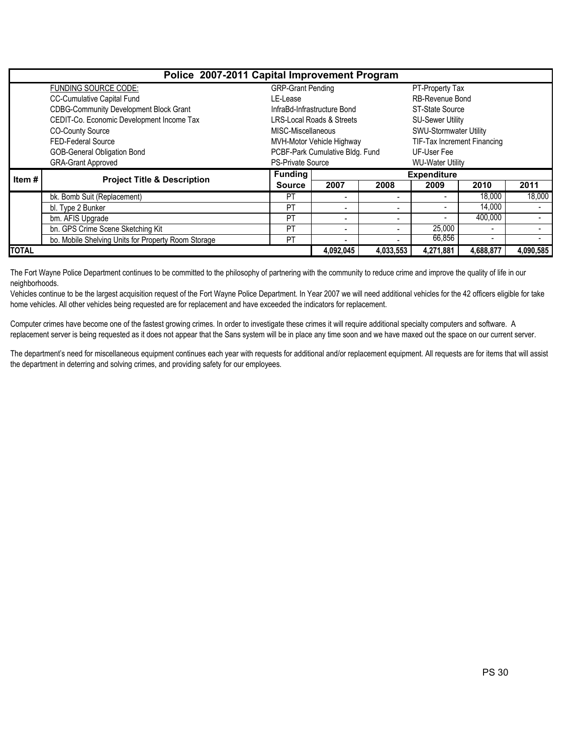| Police 2007-2011 Capital Improvement Program | | | | | | | |
|---|---|---|---|---|---|---|---|
| | FUNDING SOURCE CODE: | GRP-Grant Pending | | | PT-Property Tax | | |
| | CC-Cumulative Capital Fund | LE-Lease | | | RB-Revenue Bond | | |
| | CDBG-Community Development Block Grant | InfraBd-Infrastructure Bond | | | ST-State Source | | |
| | CEDIT-Co. Economic Development Income Tax | LRS-Local Roads & Streets | | | SU-Sewer Utility | | |
| | CO-County Source | MISC-Miscellaneous | | | SWU-Stormwater Utility | | |
| | FED-Federal Source | MVH-Motor Vehicle Highway | | | TIF-Tax Increment Financing | | |
| | GOB-General Obligation Bond | PCBF-Park Cumulative Bldg. Fund | | | UF-User Fee | | |
| | GRA-Grant Approved | PS-Private Source | | | WU-Water Utility | | |
| **Item #** | **Project Title & Description** | **Funding Source** | **Expenditure** | | | | |
| | | | **2007** | **2008** | **2009** | **2010** | **2011** |
| | bk. Bomb Suit (Replacement) | PT | - | - | - | 18,000 | 18,000 |
| | bl. Type 2 Bunker | PT | - | - | - | 14,000 | - |
| | bm. AFIS Upgrade | PT | - | - | - | 400,000 | - |
| | bn. GPS Crime Scene Sketching Kit | PT | - | - | 25,000 | - | - |
| | bo. Mobile Shelving Units for Property Room Storage | PT | - | - | 66,856 | - | - |
| **TOTAL** | | | **4,092,045** | **4,033,553** | **4,271,881** | **4,688,877** | **4,090,585** |

The Fort Wayne Police Department continues to be committed to the philosophy of partnering with the community to reduce crime and improve the quality of life in our neighborhoods.

Vehicles continue to be the largest acquisition request of the Fort Wayne Police Department. In Year 2007 we will need additional vehicles for the 42 officers eligible for take home vehicles. All other vehicles being requested are for replacement and have exceeded the indicators for replacement.

Computer crimes have become one of the fastest growing crimes. In order to investigate these crimes it will require additional specialty computers and software. A replacement server is being requested as it does not appear that the Sans system will be in place any time soon and we have maxed out the space on our current server.

The department's need for miscellaneous equipment continues each year with requests for additional and/or replacement equipment. All requests are for items that will assist the department in deterring and solving crimes, and providing safety for our employees.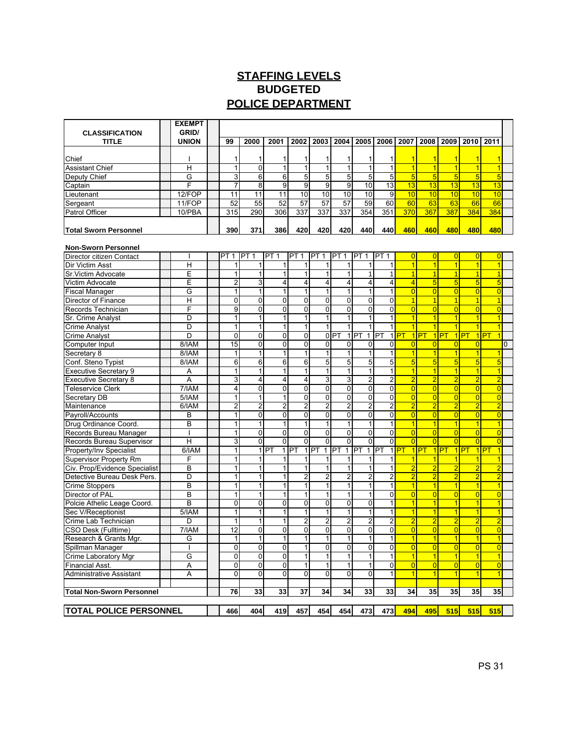# STAFFING LEVELS
## BUDGETED
## POLICE DEPARTMENT

| CLASSIFICATION TITLE | EXEMPT GRID/ UNION | 99 | 2000 | 2001 | 2002 | 2003 | 2004 | 2005 | 2006 | 2007 | 2008 | 2009 | 2010 | 2011 |
|---|---|---|---|---|---|---|---|---|---|---|---|---|---|---|
| Chief | I | 1 | 1 | 1 | 1 | 1 | 1 | 1 | 1 | 1 | 1 | 1 | 1 | 1 |
| Assistant Chief | H | 1 | 0 | 1 | 1 | 1 | 1 | 1 | 1 | 1 | 1 | 1 | 1 | 1 |
| Deputy Chief | G | 3 | 6 | 6 | 5 | 5 | 5 | 5 | 5 | 5 | 5 | 5 | 5 | 5 |
| Captain | F | 7 | 8 | 9 | 9 | 9 | 9 | 10 | 13 | 13 | 13 | 13 | 13 | 13 |
| Lieutenant | 12/FOP | 11 | 11 | 11 | 10 | 10 | 10 | 10 | 9 | 10 | 10 | 10 | 10 | 10 |
| Sergeant | 11/FOP | 52 | 55 | 52 | 57 | 57 | 57 | 59 | 60 | 60 | 63 | 63 | 66 | 66 |
| Patrol Officer | 10/PBA | 315 | 290 | 306 | 337 | 337 | 337 | 354 | 351 | 370 | 367 | 387 | 384 | 384 |
| **Total Sworn Personnel** | | **390** | **371** | **386** | **420** | **420** | **420** | **440** | **440** | **460** | **460** | **480** | **480** | **480** |
| **Non-Sworn Personnel** | | | | | | | | | | | | | | |
| Director citizen Contact | I | PT 1 | PT 1 | PT 1 | PT 1 | PT 1 | PT 1 | PT 1 | PT 1 | 0 | 0 | 0 | 0 | 0 |
| Dir Victim Asst | H | 1 | 1 | 1 | 1 | 1 | 1 | 1 | 1 | 1 | 1 | 1 | 1 | 1 |
| Sr.Victim Advocate | E | 1 | 1 | 1 | 1 | 1 | 1 | 1 | 1 | 1 | 1 | 1 | 1 | 1 |
| Victim Advocate | E | 2 | 3 | 4 | 4 | 4 | 4 | 4 | 4 | 4 | 5 | 5 | 5 | 5 |
| Fiscal Manager | G | 1 | 1 | 1 | 1 | 1 | 1 | 1 | 1 | 0 | 0 | 0 | 0 | 0 |
| Director of Finance | H | 0 | 0 | 0 | 0 | 0 | 0 | 0 | 0 | 1 | 1 | 1 | 1 | 1 |
| Records Technician | F | 9 | 0 | 0 | 0 | 0 | 0 | 0 | 0 | 0 | 0 | 0 | 0 | 0 |
| Sr. Crime Analyst | D | 1 | 1 | 1 | 1 | 1 | 1 | 1 | 1 | 1 | 1 | 1 | 1 | 1 |
| Crime Analyst | D | 1 | 1 | 1 | 1 | 1 | 1 | 1 | 1 | 1 | 1 | 1 | 1 | 1 |
| Crime Analyst | D | 0 | 0 | 0 | 0 | 0 | PT 1 | PT 1 | PT 1 | PT 1 | PT 1 | PT 1 | PT 1 | PT 1 |
| Computer Input | 8/IAM | 15 | 0 | 0 | 0 | 0 | 0 | 0 | 0 | 0 | 0 | 0 | 0 | 0 |
| Secretary 8 | 8/IAM | 1 | 1 | 1 | 1 | 1 | 1 | 1 | 1 | 1 | 1 | 1 | 1 | 1 |
| Conf. Steno Typist | 8/IAM | 6 | 6 | 6 | 6 | 5 | 5 | 5 | 5 | 5 | 5 | 5 | 5 | 5 |
| Executive Secretary 9 | A | 1 | 1 | 1 | 1 | 1 | 1 | 1 | 1 | 1 | 1 | 1 | 1 | 1 |
| Executive Secretary 8 | A | 3 | 4 | 4 | 4 | 3 | 3 | 2 | 2 | 2 | 2 | 2 | 2 | 2 |
| Teleservice Clerk | 7/IAM | 4 | 0 | 0 | 0 | 0 | 0 | 0 | 0 | 0 | 0 | 0 | 0 | 0 |
| Secretary DB | 5/IAM | 1 | 1 | 1 | 0 | 0 | 0 | 0 | 0 | 0 | 0 | 0 | 0 | 0 |
| Maintenance | 6/IAM | 2 | 2 | 2 | 2 | 2 | 2 | 2 | 2 | 2 | 2 | 2 | 2 | 2 |
| Payroll/Accounts | B | 1 | 0 | 0 | 0 | 0 | 0 | 0 | 0 | 0 | 0 | 0 | 0 | 0 |
| Drug Ordinance Coord. | B | 1 | 1 | 1 | 1 | 1 | 1 | 1 | 1 | 1 | 1 | 1 | 1 | 1 |
| Records Bureau Manager | I | 1 | 0 | 0 | 0 | 0 | 0 | 0 | 0 | 0 | 0 | 0 | 0 | 0 |
| Records Bureau Supervisor | H | 3 | 0 | 0 | 0 | 0 | 0 | 0 | 0 | 0 | 0 | 0 | 0 | 0 |
| Property/Inv Specialist | 6/IAM | 1 | 1 | PT 1 | PT 1 | PT 1 | PT 1 | PT 1 | PT 1 | PT 1 | PT 1 | PT 1 | PT 1 | PT 1 |
| Supervisor Property Rm | F | 1 | 1 | 1 | 1 | 1 | 1 | 1 | 1 | 1 | 1 | 1 | 1 | 1 |
| Civ. Prop/Evidence Specialist | B | 1 | 1 | 1 | 1 | 1 | 1 | 1 | 1 | 2 | 2 | 2 | 2 | 2 |
| Detective Bureau Desk Pers. | D | 1 | 1 | 1 | 2 | 2 | 2 | 2 | 2 | 2 | 2 | 2 | 2 | 2 |
| Crime Stoppers | B | 1 | 1 | 1 | 1 | 1 | 1 | 1 | 1 | 1 | 1 | 1 | 1 | 1 |
| Director of PAL | B | 1 | 1 | 1 | 1 | 1 | 1 | 1 | 0 | 0 | 0 | 0 | 0 | 0 |
| Polcie Athelic Leage Coord. | B | 0 | 0 | 0 | 0 | 0 | 0 | 0 | 1 | 1 | 1 | 1 | 1 | 1 |
| Sec V/Receptionist | 5/IAM | 1 | 1 | 1 | 1 | 1 | 1 | 1 | 1 | 1 | 1 | 1 | 1 | 1 |
| Crime Lab Technician | D | 1 | 1 | 1 | 2 | 2 | 2 | 2 | 2 | 2 | 2 | 2 | 2 | 2 |
| CSO Desk (Fulltime) | 7/IAM | 12 | 0 | 0 | 0 | 0 | 0 | 0 | 0 | 0 | 0 | 0 | 0 | 0 |
| Research & Grants Mgr. | G | 1 | 1 | 1 | 1 | 1 | 1 | 1 | 1 | 1 | 1 | 1 | 1 | 1 |
| Spillman Manager | I | 0 | 0 | 0 | 1 | 0 | 0 | 0 | 0 | 0 | 0 | 0 | 0 | 0 |
| Crime Laboratory Mgr | G | 0 | 0 | 0 | 1 | 1 | 1 | 1 | 1 | 1 | 1 | 1 | 1 | 1 |
| Financial Asst. | A | 0 | 0 | 0 | 1 | 1 | 1 | 1 | 0 | 0 | 0 | 0 | 0 | 0 |
| Administrative Assistant | A | 0 | 0 | 0 | 0 | 0 | 0 | 0 | 1 | 1 | 1 | 1 | 1 | 1 |
| **Total Non-Sworn Personnel** | | **76** | **33** | **33** | **37** | **34** | **34** | **33** | **33** | **34** | **35** | **35** | **35** | **35** |
| **TOTAL POLICE PERSONNEL** | | **466** | **404** | **419** | **457** | **454** | **454** | **473** | **473** | **494** | **495** | **515** | **515** | **515** |